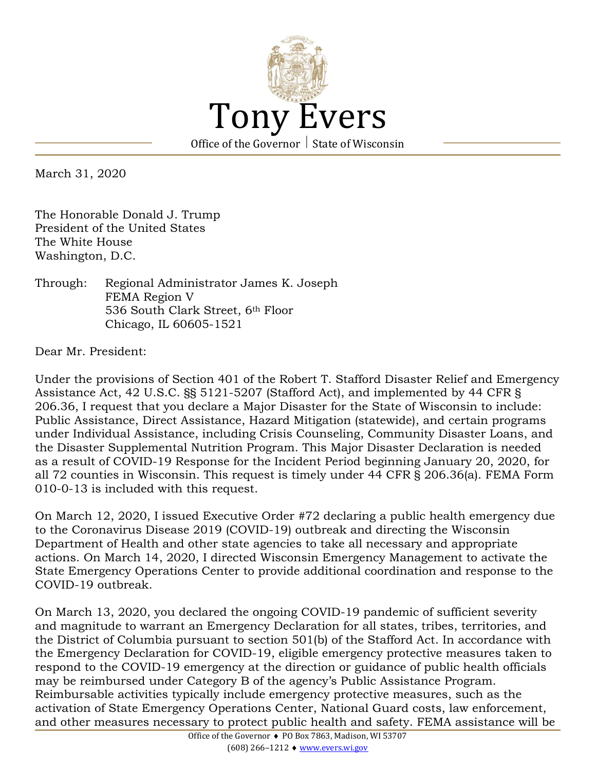# Tony Evers

Office of the Governor | State of Wisconsin

March 31, 2020

The Honorable Donald J. Trump
President of the United States
The White House
Washington, D.C.

Through: Regional Administrator James K. Joseph
FEMA Region V
536 South Clark Street, 6th Floor
Chicago, IL 60605-1521

Dear Mr. President:

Under the provisions of Section 401 of the Robert T. Stafford Disaster Relief and Emergency Assistance Act, 42 U.S.C. §§ 5121-5207 (Stafford Act), and implemented by 44 CFR § 206.36, I request that you declare a Major Disaster for the State of Wisconsin to include: Public Assistance, Direct Assistance, Hazard Mitigation (statewide), and certain programs under Individual Assistance, including Crisis Counseling, Community Disaster Loans, and the Disaster Supplemental Nutrition Program. This Major Disaster Declaration is needed as a result of COVID-19 Response for the Incident Period beginning January 20, 2020, for all 72 counties in Wisconsin. This request is timely under 44 CFR § 206.36(a). FEMA Form 010-0-13 is included with this request.

On March 12, 2020, I issued Executive Order #72 declaring a public health emergency due to the Coronavirus Disease 2019 (COVID-19) outbreak and directing the Wisconsin Department of Health and other state agencies to take all necessary and appropriate actions. On March 14, 2020, I directed Wisconsin Emergency Management to activate the State Emergency Operations Center to provide additional coordination and response to the COVID-19 outbreak.

On March 13, 2020, you declared the ongoing COVID-19 pandemic of sufficient severity and magnitude to warrant an Emergency Declaration for all states, tribes, territories, and the District of Columbia pursuant to section 501(b) of the Stafford Act. In accordance with the Emergency Declaration for COVID-19, eligible emergency protective measures taken to respond to the COVID-19 emergency at the direction or guidance of public health officials may be reimbursed under Category B of the agency's Public Assistance Program. Reimbursable activities typically include emergency protective measures, such as the activation of State Emergency Operations Center, National Guard costs, law enforcement, and other measures necessary to protect public health and safety. FEMA assistance will be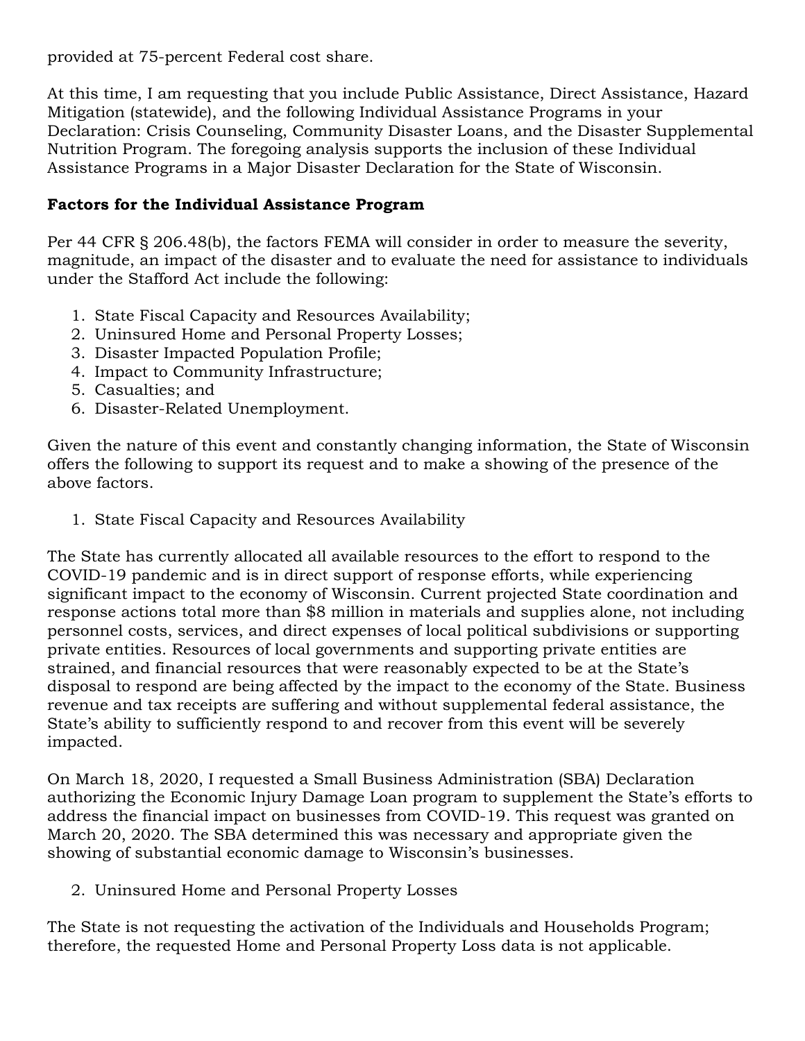provided at 75-percent Federal cost share.

At this time, I am requesting that you include Public Assistance, Direct Assistance, Hazard Mitigation (statewide), and the following Individual Assistance Programs in your Declaration: Crisis Counseling, Community Disaster Loans, and the Disaster Supplemental Nutrition Program. The foregoing analysis supports the inclusion of these Individual Assistance Programs in a Major Disaster Declaration for the State of Wisconsin.

**Factors for the Individual Assistance Program**

Per 44 CFR § 206.48(b), the factors FEMA will consider in order to measure the severity, magnitude, an impact of the disaster and to evaluate the need for assistance to individuals under the Stafford Act include the following:

1. State Fiscal Capacity and Resources Availability;
2. Uninsured Home and Personal Property Losses;
3. Disaster Impacted Population Profile;
4. Impact to Community Infrastructure;
5. Casualties; and
6. Disaster-Related Unemployment.

Given the nature of this event and constantly changing information, the State of Wisconsin offers the following to support its request and to make a showing of the presence of the above factors.

1. State Fiscal Capacity and Resources Availability

The State has currently allocated all available resources to the effort to respond to the COVID-19 pandemic and is in direct support of response efforts, while experiencing significant impact to the economy of Wisconsin. Current projected State coordination and response actions total more than $8 million in materials and supplies alone, not including personnel costs, services, and direct expenses of local political subdivisions or supporting private entities. Resources of local governments and supporting private entities are strained, and financial resources that were reasonably expected to be at the State's disposal to respond are being affected by the impact to the economy of the State. Business revenue and tax receipts are suffering and without supplemental federal assistance, the State's ability to sufficiently respond to and recover from this event will be severely impacted.

On March 18, 2020, I requested a Small Business Administration (SBA) Declaration authorizing the Economic Injury Damage Loan program to supplement the State's efforts to address the financial impact on businesses from COVID-19. This request was granted on March 20, 2020. The SBA determined this was necessary and appropriate given the showing of substantial economic damage to Wisconsin's businesses.

2. Uninsured Home and Personal Property Losses

The State is not requesting the activation of the Individuals and Households Program; therefore, the requested Home and Personal Property Loss data is not applicable.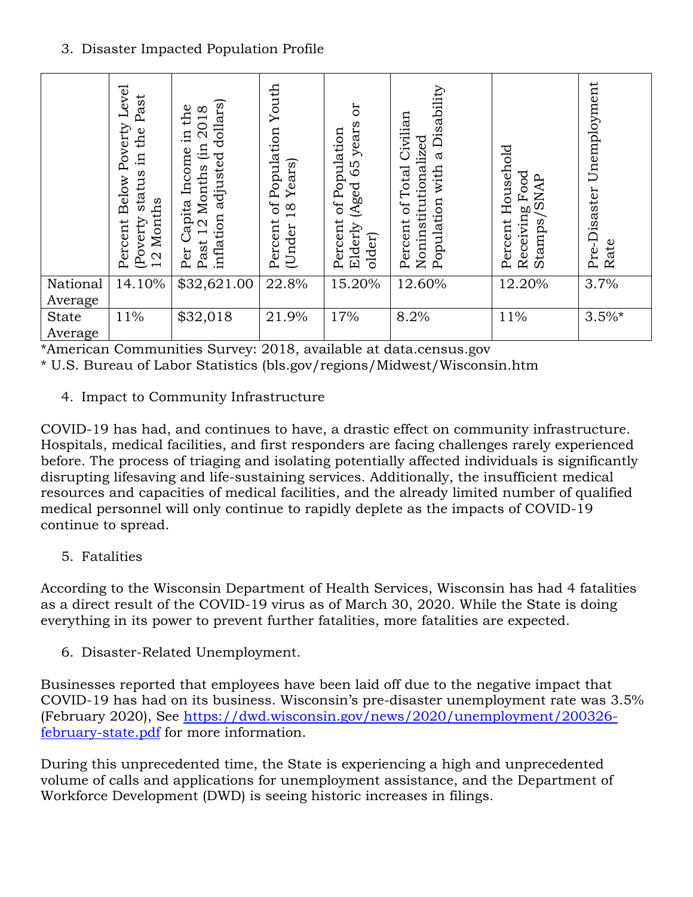3. Disaster Impacted Population Profile

| | Percent Below Poverty Level (Poverty status in the Past 12 Months | Per Capita Income in the Past 12 Months (in 2018 inflation adjusted dollars) | Percent of Population Youth (Under 18 Years) | Percent of Population Elderly (Aged 65 years or older) | Percent of Total Civilian Noninstitutionalized Population with a Disability | Percent Household Receiving Food Stamps/SNAP | Pre-Disaster Unemployment Rate |
|---|---|---|---|---|---|---|---|
| National Average | 14.10% | $32,621.00 | 22.8% | 15.20% | 12.60% | 12.20% | 3.7% |
| State Average | 11% | $32,018 | 21.9% | 17% | 8.2% | 11% | 3.5%* |

*American Communities Survey: 2018, available at data.census.gov
* U.S. Bureau of Labor Statistics (bls.gov/regions/Midwest/Wisconsin.htm

4. Impact to Community Infrastructure

COVID-19 has had, and continues to have, a drastic effect on community infrastructure. Hospitals, medical facilities, and first responders are facing challenges rarely experienced before. The process of triaging and isolating potentially affected individuals is significantly disrupting lifesaving and life-sustaining services. Additionally, the insufficient medical resources and capacities of medical facilities, and the already limited number of qualified medical personnel will only continue to rapidly deplete as the impacts of COVID-19 continue to spread.

5. Fatalities

According to the Wisconsin Department of Health Services, Wisconsin has had 4 fatalities as a direct result of the COVID-19 virus as of March 30, 2020. While the State is doing everything in its power to prevent further fatalities, more fatalities are expected.

6. Disaster-Related Unemployment.

Businesses reported that employees have been laid off due to the negative impact that COVID-19 has had on its business. Wisconsin's pre-disaster unemployment rate was 3.5% (February 2020), See https://dwd.wisconsin.gov/news/2020/unemployment/200326-february-state.pdf for more information.

During this unprecedented time, the State is experiencing a high and unprecedented volume of calls and applications for unemployment assistance, and the Department of Workforce Development (DWD) is seeing historic increases in filings.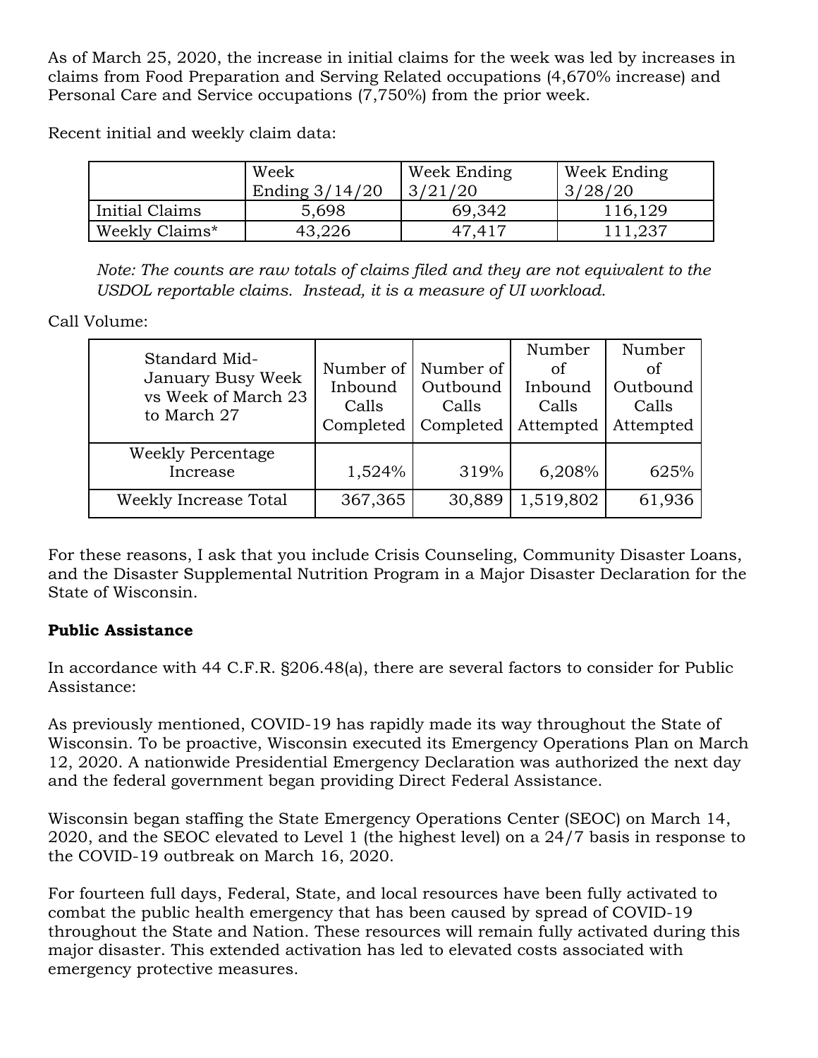As of March 25, 2020, the increase in initial claims for the week was led by increases in claims from Food Preparation and Serving Related occupations (4,670% increase) and Personal Care and Service occupations (7,750%) from the prior week.

Recent initial and weekly claim data:

| | Week Ending 3/14/20 | Week Ending 3/21/20 | Week Ending 3/28/20 |
|---|---|---|---|
| Initial Claims | 5,698 | 69,342 | 116,129 |
| Weekly Claims* | 43,226 | 47,417 | 111,237 |

*Note: The counts are raw totals of claims filed and they are not equivalent to the USDOL reportable claims. Instead, it is a measure of UI workload.*

Call Volume:

| Standard Mid-January Busy Week vs Week of March 23 to March 27 | Number of Inbound Calls Completed | Number of Outbound Calls Completed | Number of Inbound Calls Attempted | Number of Outbound Calls Attempted |
|---|---|---|---|---|
| Weekly Percentage Increase | 1,524% | 319% | 6,208% | 625% |
| Weekly Increase Total | 367,365 | 30,889 | 1,519,802 | 61,936 |

For these reasons, I ask that you include Crisis Counseling, Community Disaster Loans, and the Disaster Supplemental Nutrition Program in a Major Disaster Declaration for the State of Wisconsin.

**Public Assistance**

In accordance with 44 C.F.R. §206.48(a), there are several factors to consider for Public Assistance:

As previously mentioned, COVID-19 has rapidly made its way throughout the State of Wisconsin. To be proactive, Wisconsin executed its Emergency Operations Plan on March 12, 2020. A nationwide Presidential Emergency Declaration was authorized the next day and the federal government began providing Direct Federal Assistance.

Wisconsin began staffing the State Emergency Operations Center (SEOC) on March 14, 2020, and the SEOC elevated to Level 1 (the highest level) on a 24/7 basis in response to the COVID-19 outbreak on March 16, 2020.

For fourteen full days, Federal, State, and local resources have been fully activated to combat the public health emergency that has been caused by spread of COVID-19 throughout the State and Nation. These resources will remain fully activated during this major disaster. This extended activation has led to elevated costs associated with emergency protective measures.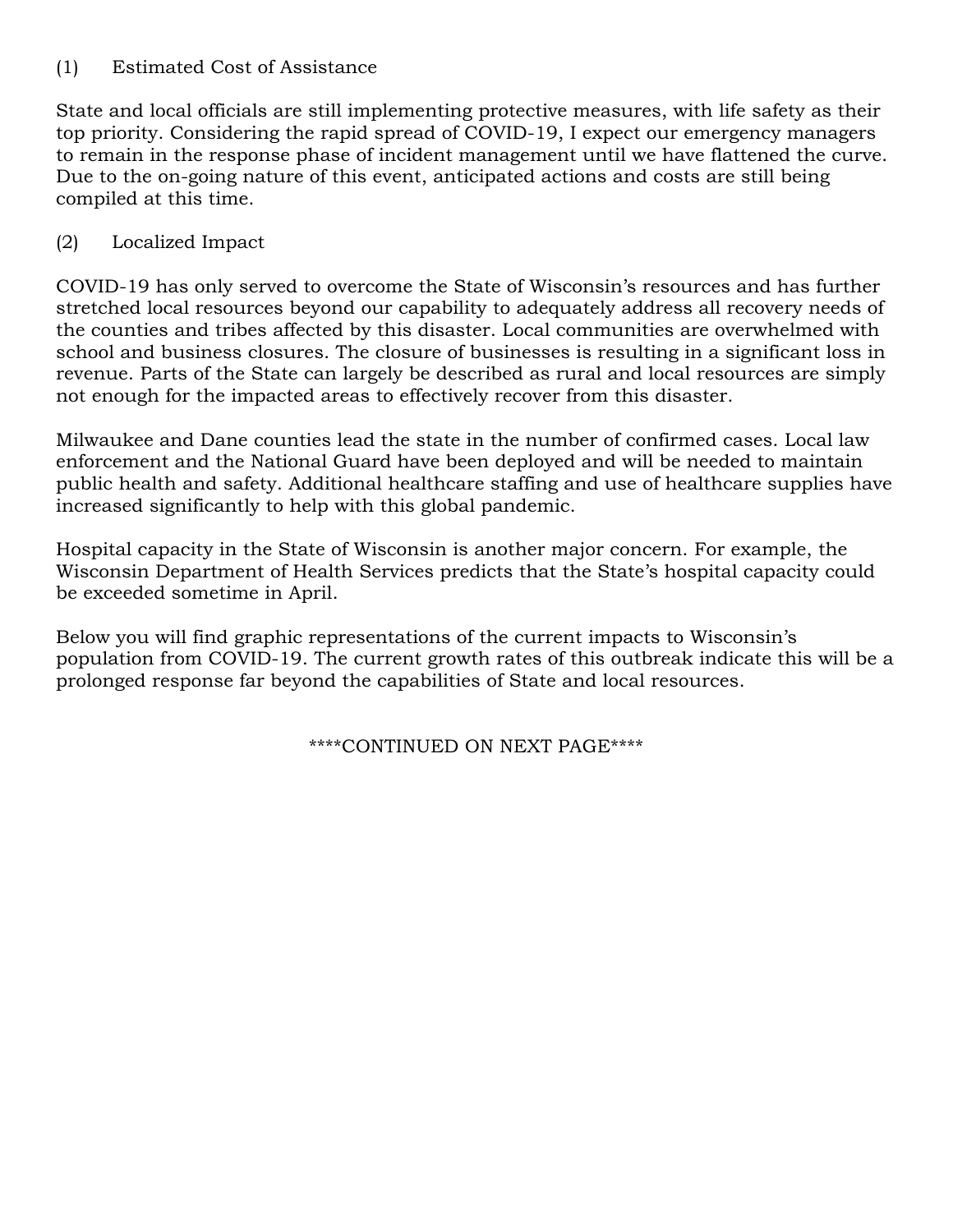(1) Estimated Cost of Assistance

State and local officials are still implementing protective measures, with life safety as their top priority. Considering the rapid spread of COVID-19, I expect our emergency managers to remain in the response phase of incident management until we have flattened the curve. Due to the on-going nature of this event, anticipated actions and costs are still being compiled at this time.

(2) Localized Impact

COVID-19 has only served to overcome the State of Wisconsin's resources and has further stretched local resources beyond our capability to adequately address all recovery needs of the counties and tribes affected by this disaster. Local communities are overwhelmed with school and business closures. The closure of businesses is resulting in a significant loss in revenue. Parts of the State can largely be described as rural and local resources are simply not enough for the impacted areas to effectively recover from this disaster.

Milwaukee and Dane counties lead the state in the number of confirmed cases. Local law enforcement and the National Guard have been deployed and will be needed to maintain public health and safety. Additional healthcare staffing and use of healthcare supplies have increased significantly to help with this global pandemic.

Hospital capacity in the State of Wisconsin is another major concern. For example, the Wisconsin Department of Health Services predicts that the State's hospital capacity could be exceeded sometime in April.

Below you will find graphic representations of the current impacts to Wisconsin's population from COVID-19. The current growth rates of this outbreak indicate this will be a prolonged response far beyond the capabilities of State and local resources.

****CONTINUED ON NEXT PAGE****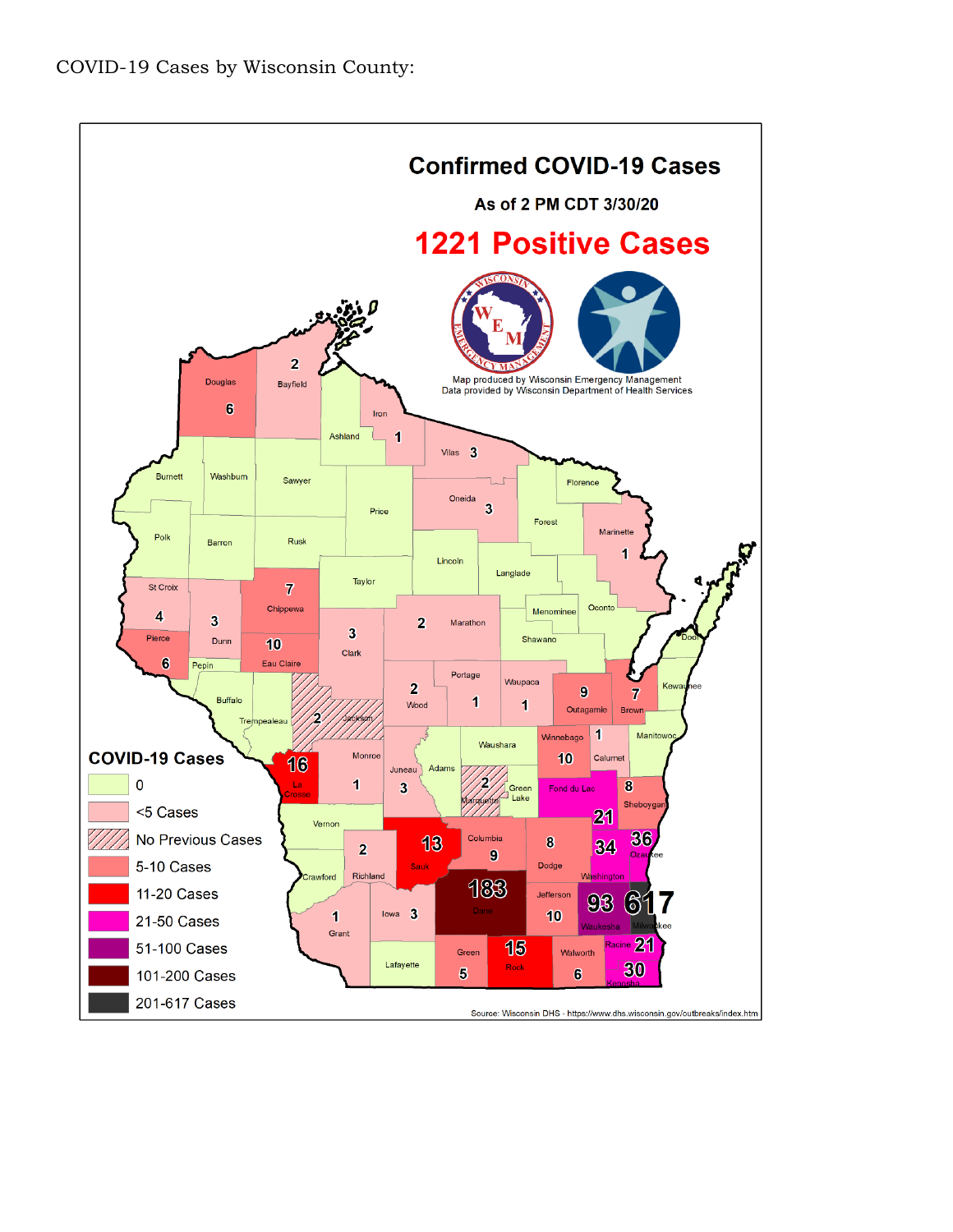COVID-19 Cases by Wisconsin County:

# Confirmed COVID-19 Cases

As of 2 PM CDT 3/30/20

**1221 Positive Cases**

Map produced by Wisconsin Emergency Management
Data provided by Wisconsin Department of Health Services

**COVID-19 Cases**

- 0
- <5 Cases
- No Previous Cases
- 5-10 Cases
- 11-20 Cases
- 21-50 Cases
- 51-100 Cases
- 101-200 Cases
- 201-617 Cases

| County | Cases |
| --- | --- |
| Douglas | 6 |
| Bayfield | 2 |
| Iron | 1 |
| Vilas | 3 |
| Oneida | 3 |
| Marinette | 1 |
| Chippewa | 7 |
| St Croix | 4 |
| Dunn | 3 |
| Pierce | 6 |
| Eau Claire | 10 |
| Clark | 3 |
| Marathon | 2 |
| Wood | 2 |
| Portage | 1 |
| Waupaca | 1 |
| Outagamie | 9 |
| Brown | 7 |
| Jackson | 2 |
| La Crosse | 16 |
| Monroe | 1 |
| Juneau | 3 |
| Marquette | 2 |
| Winnebago | 10 |
| Calumet | 1 |
| Fond du Lac | 21 |
| Sheboygan | 8 |
| Richland | 2 |
| Sauk | 13 |
| Columbia | 9 |
| Dodge | 8 |
| Washington | 34 |
| Ozaukee | 36 |
| Grant | 1 |
| Iowa | 3 |
| Dane | 183 |
| Jefferson | 10 |
| Waukesha | 93 |
| Milwaukee | 617 |
| Green | 5 |
| Rock | 15 |
| Walworth | 6 |
| Racine | 21 |
| Kenosha | 30 |

Source: Wisconsin DHS - https://www.dhs.wisconsin.gov/outbreaks/index.htm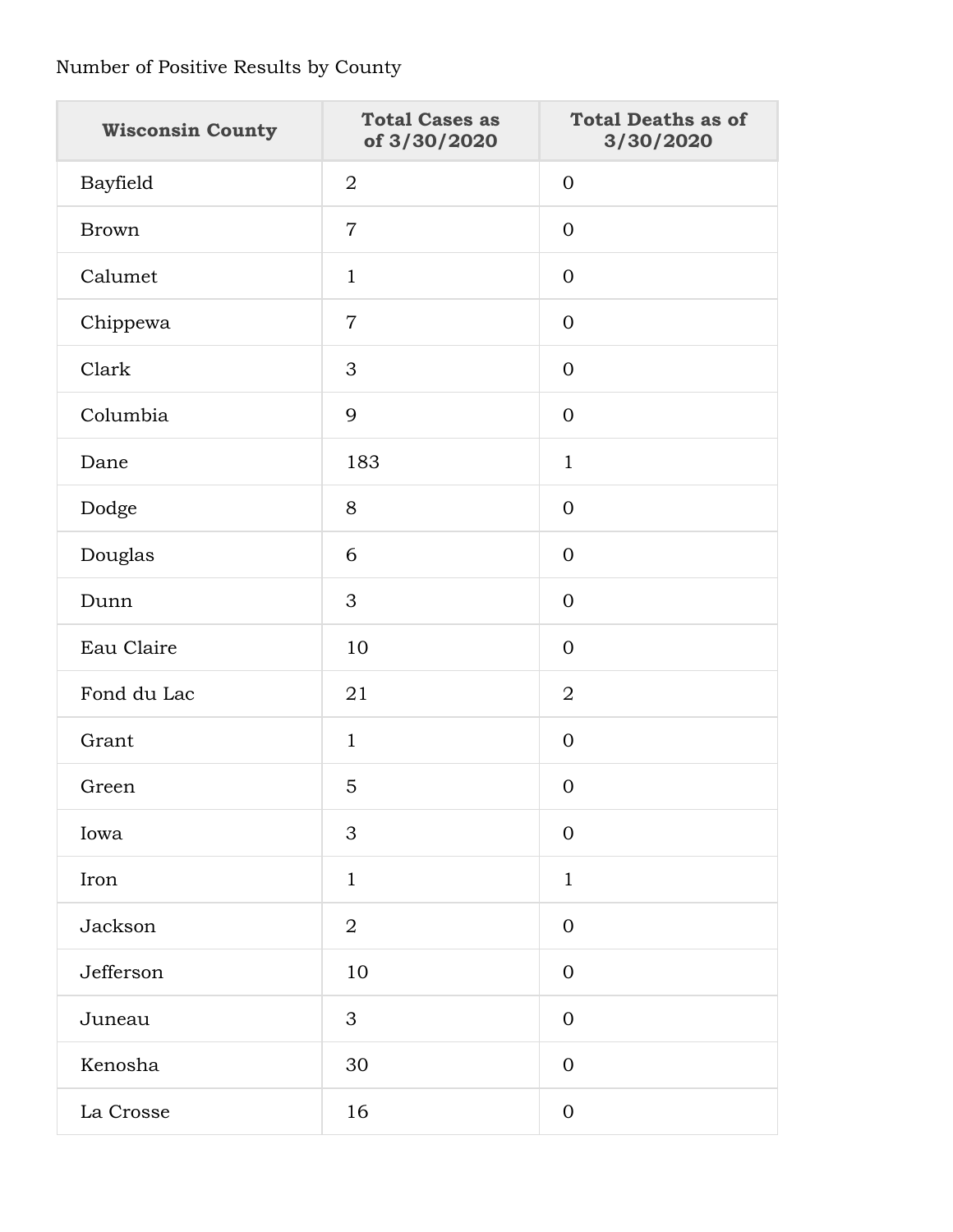Number of Positive Results by County

| Wisconsin County | Total Cases as of 3/30/2020 | Total Deaths as of 3/30/2020 |
|---|---|---|
| Bayfield | 2 | 0 |
| Brown | 7 | 0 |
| Calumet | 1 | 0 |
| Chippewa | 7 | 0 |
| Clark | 3 | 0 |
| Columbia | 9 | 0 |
| Dane | 183 | 1 |
| Dodge | 8 | 0 |
| Douglas | 6 | 0 |
| Dunn | 3 | 0 |
| Eau Claire | 10 | 0 |
| Fond du Lac | 21 | 2 |
| Grant | 1 | 0 |
| Green | 5 | 0 |
| Iowa | 3 | 0 |
| Iron | 1 | 1 |
| Jackson | 2 | 0 |
| Jefferson | 10 | 0 |
| Juneau | 3 | 0 |
| Kenosha | 30 | 0 |
| La Crosse | 16 | 0 |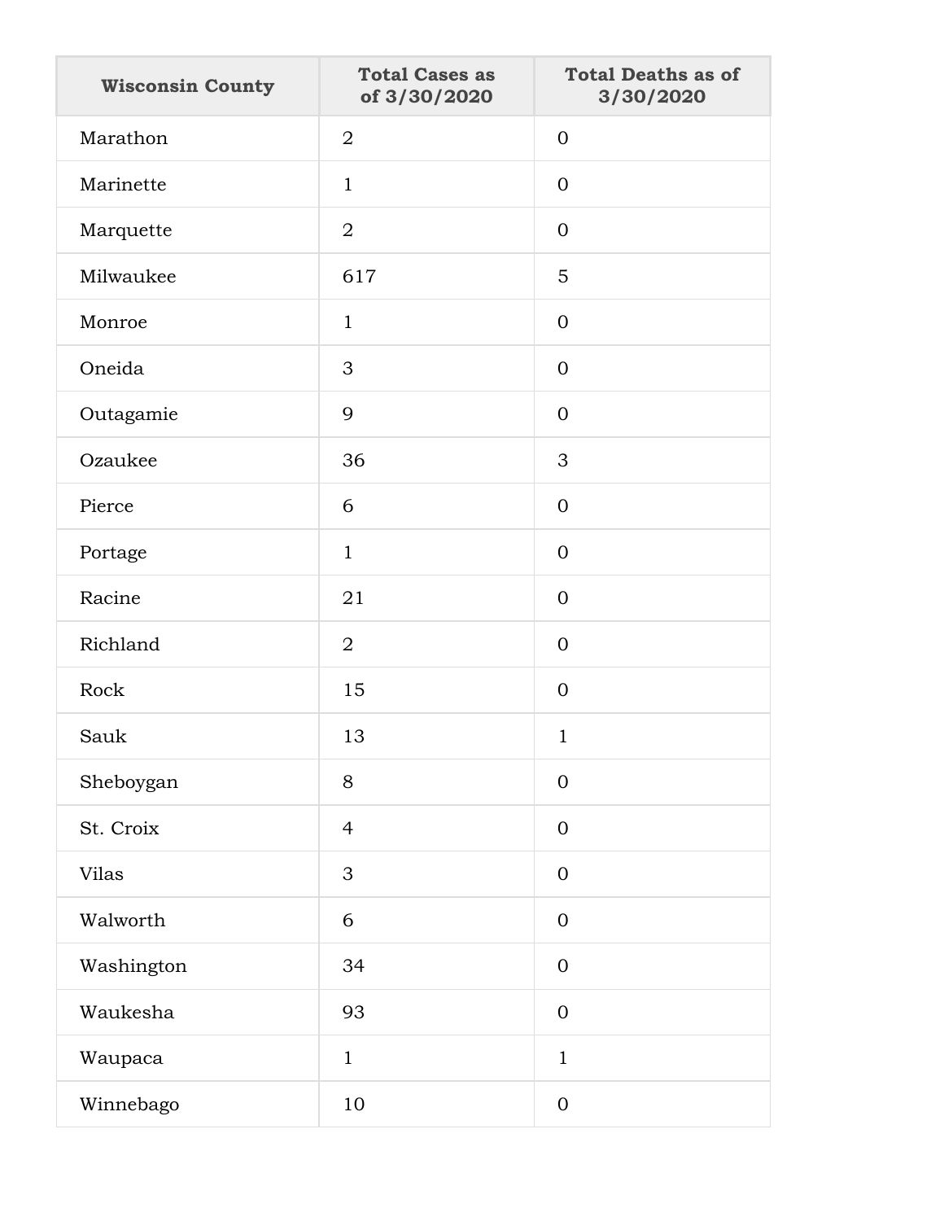| Wisconsin County | Total Cases as of 3/30/2020 | Total Deaths as of 3/30/2020 |
|---|---|---|
| Marathon | 2 | 0 |
| Marinette | 1 | 0 |
| Marquette | 2 | 0 |
| Milwaukee | 617 | 5 |
| Monroe | 1 | 0 |
| Oneida | 3 | 0 |
| Outagamie | 9 | 0 |
| Ozaukee | 36 | 3 |
| Pierce | 6 | 0 |
| Portage | 1 | 0 |
| Racine | 21 | 0 |
| Richland | 2 | 0 |
| Rock | 15 | 0 |
| Sauk | 13 | 1 |
| Sheboygan | 8 | 0 |
| St. Croix | 4 | 0 |
| Vilas | 3 | 0 |
| Walworth | 6 | 0 |
| Washington | 34 | 0 |
| Waukesha | 93 | 0 |
| Waupaca | 1 | 1 |
| Winnebago | 10 | 0 |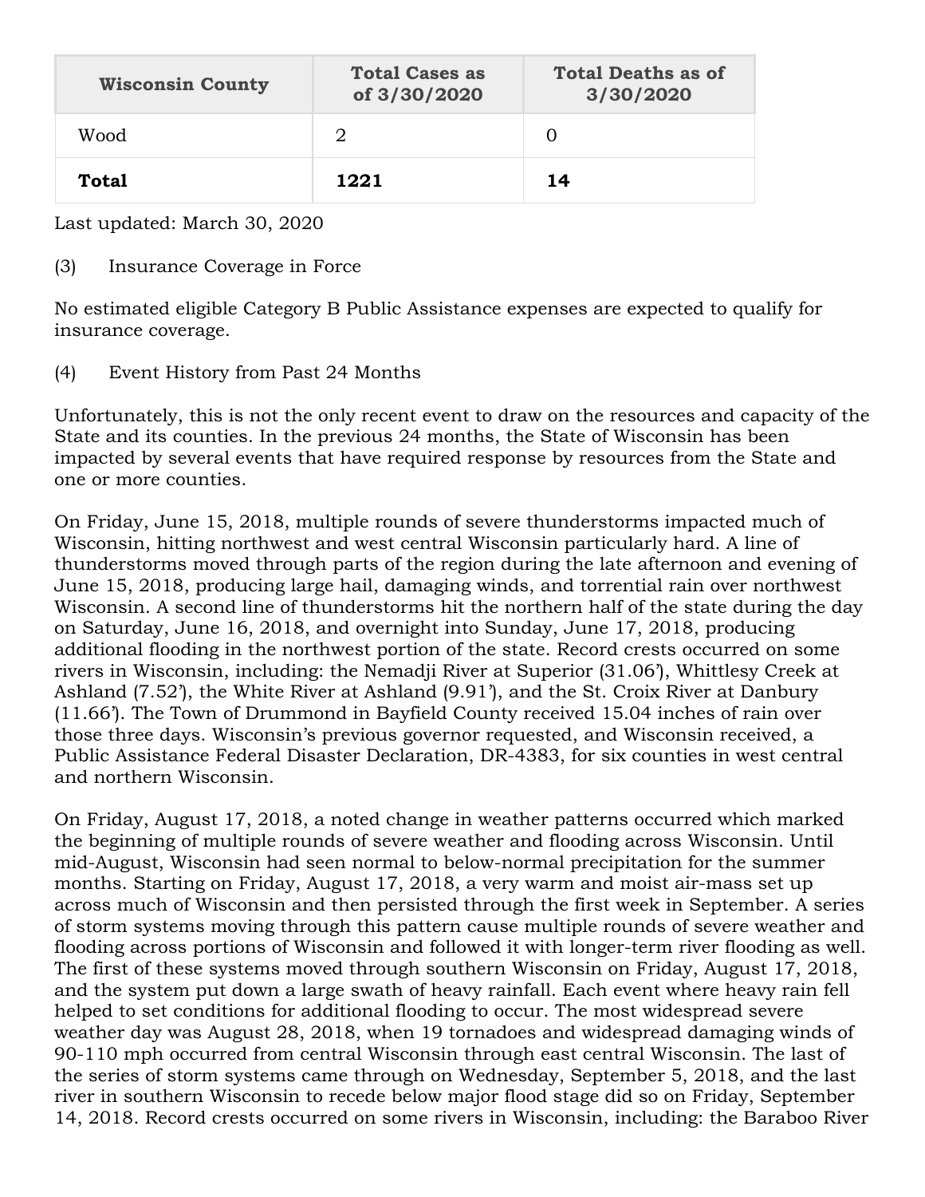| Wisconsin County | Total Cases as of 3/30/2020 | Total Deaths as of 3/30/2020 |
|---|---|---|
| Wood | 2 | 0 |
| **Total** | **1221** | **14** |

Last updated: March 30, 2020

(3) Insurance Coverage in Force

No estimated eligible Category B Public Assistance expenses are expected to qualify for insurance coverage.

(4) Event History from Past 24 Months

Unfortunately, this is not the only recent event to draw on the resources and capacity of the State and its counties. In the previous 24 months, the State of Wisconsin has been impacted by several events that have required response by resources from the State and one or more counties.

On Friday, June 15, 2018, multiple rounds of severe thunderstorms impacted much of Wisconsin, hitting northwest and west central Wisconsin particularly hard. A line of thunderstorms moved through parts of the region during the late afternoon and evening of June 15, 2018, producing large hail, damaging winds, and torrential rain over northwest Wisconsin. A second line of thunderstorms hit the northern half of the state during the day on Saturday, June 16, 2018, and overnight into Sunday, June 17, 2018, producing additional flooding in the northwest portion of the state. Record crests occurred on some rivers in Wisconsin, including: the Nemadji River at Superior (31.06'), Whittlesy Creek at Ashland (7.52'), the White River at Ashland (9.91'), and the St. Croix River at Danbury (11.66'). The Town of Drummond in Bayfield County received 15.04 inches of rain over those three days. Wisconsin's previous governor requested, and Wisconsin received, a Public Assistance Federal Disaster Declaration, DR-4383, for six counties in west central and northern Wisconsin.

On Friday, August 17, 2018, a noted change in weather patterns occurred which marked the beginning of multiple rounds of severe weather and flooding across Wisconsin. Until mid-August, Wisconsin had seen normal to below-normal precipitation for the summer months. Starting on Friday, August 17, 2018, a very warm and moist air-mass set up across much of Wisconsin and then persisted through the first week in September. A series of storm systems moving through this pattern cause multiple rounds of severe weather and flooding across portions of Wisconsin and followed it with longer-term river flooding as well. The first of these systems moved through southern Wisconsin on Friday, August 17, 2018, and the system put down a large swath of heavy rainfall. Each event where heavy rain fell helped to set conditions for additional flooding to occur. The most widespread severe weather day was August 28, 2018, when 19 tornadoes and widespread damaging winds of 90-110 mph occurred from central Wisconsin through east central Wisconsin. The last of the series of storm systems came through on Wednesday, September 5, 2018, and the last river in southern Wisconsin to recede below major flood stage did so on Friday, September 14, 2018. Record crests occurred on some rivers in Wisconsin, including: the Baraboo River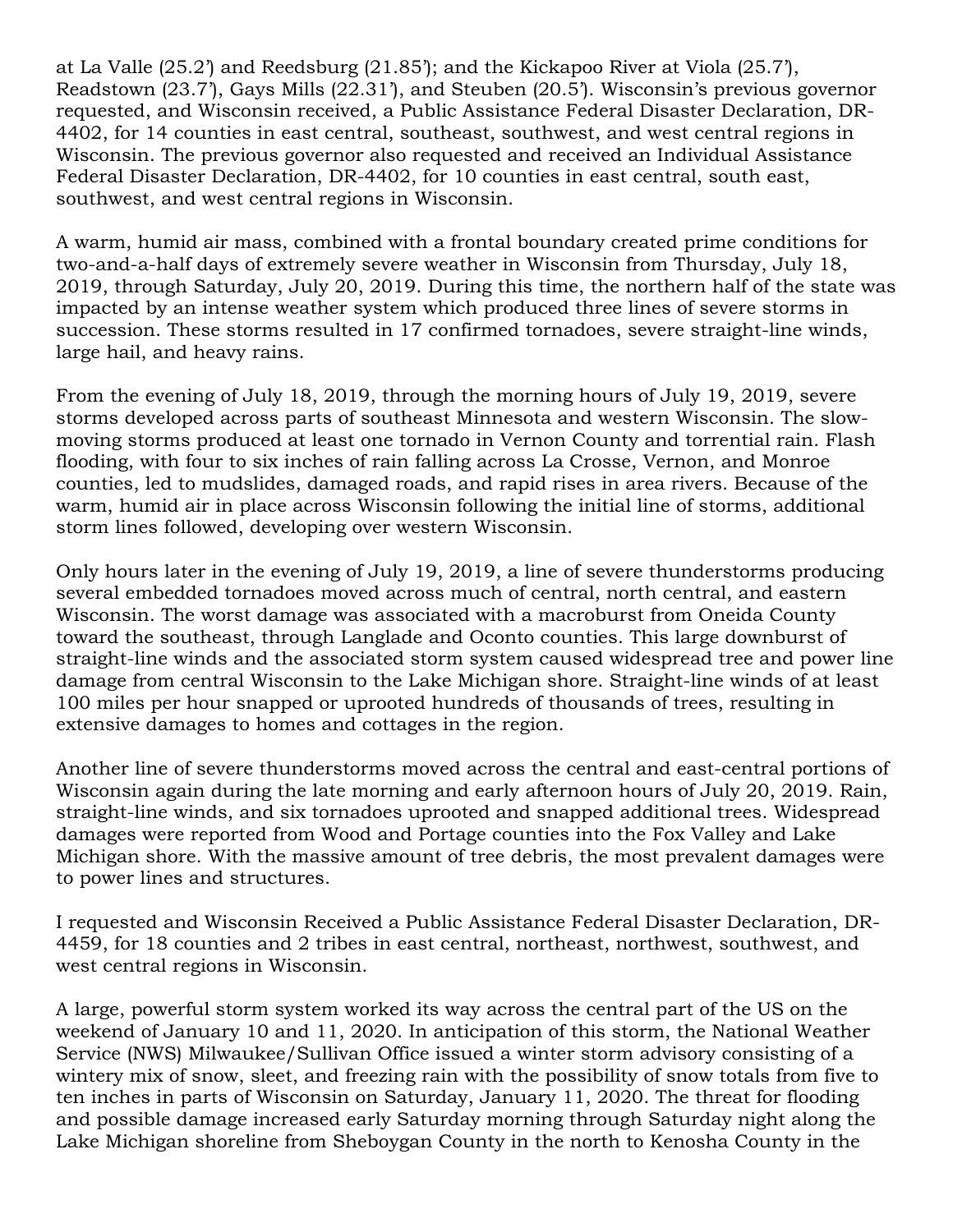at La Valle (25.2') and Reedsburg (21.85'); and the Kickapoo River at Viola (25.7'), Readstown (23.7'), Gays Mills (22.31'), and Steuben (20.5'). Wisconsin's previous governor requested, and Wisconsin received, a Public Assistance Federal Disaster Declaration, DR-4402, for 14 counties in east central, southeast, southwest, and west central regions in Wisconsin. The previous governor also requested and received an Individual Assistance Federal Disaster Declaration, DR-4402, for 10 counties in east central, south east, southwest, and west central regions in Wisconsin.

A warm, humid air mass, combined with a frontal boundary created prime conditions for two-and-a-half days of extremely severe weather in Wisconsin from Thursday, July 18, 2019, through Saturday, July 20, 2019. During this time, the northern half of the state was impacted by an intense weather system which produced three lines of severe storms in succession. These storms resulted in 17 confirmed tornadoes, severe straight-line winds, large hail, and heavy rains.

From the evening of July 18, 2019, through the morning hours of July 19, 2019, severe storms developed across parts of southeast Minnesota and western Wisconsin. The slow-moving storms produced at least one tornado in Vernon County and torrential rain. Flash flooding, with four to six inches of rain falling across La Crosse, Vernon, and Monroe counties, led to mudslides, damaged roads, and rapid rises in area rivers. Because of the warm, humid air in place across Wisconsin following the initial line of storms, additional storm lines followed, developing over western Wisconsin.

Only hours later in the evening of July 19, 2019, a line of severe thunderstorms producing several embedded tornadoes moved across much of central, north central, and eastern Wisconsin. The worst damage was associated with a macroburst from Oneida County toward the southeast, through Langlade and Oconto counties. This large downburst of straight-line winds and the associated storm system caused widespread tree and power line damage from central Wisconsin to the Lake Michigan shore. Straight-line winds of at least 100 miles per hour snapped or uprooted hundreds of thousands of trees, resulting in extensive damages to homes and cottages in the region.

Another line of severe thunderstorms moved across the central and east-central portions of Wisconsin again during the late morning and early afternoon hours of July 20, 2019. Rain, straight-line winds, and six tornadoes uprooted and snapped additional trees. Widespread damages were reported from Wood and Portage counties into the Fox Valley and Lake Michigan shore. With the massive amount of tree debris, the most prevalent damages were to power lines and structures.

I requested and Wisconsin Received a Public Assistance Federal Disaster Declaration, DR-4459, for 18 counties and 2 tribes in east central, northeast, northwest, southwest, and west central regions in Wisconsin.

A large, powerful storm system worked its way across the central part of the US on the weekend of January 10 and 11, 2020. In anticipation of this storm, the National Weather Service (NWS) Milwaukee/Sullivan Office issued a winter storm advisory consisting of a wintery mix of snow, sleet, and freezing rain with the possibility of snow totals from five to ten inches in parts of Wisconsin on Saturday, January 11, 2020. The threat for flooding and possible damage increased early Saturday morning through Saturday night along the Lake Michigan shoreline from Sheboygan County in the north to Kenosha County in the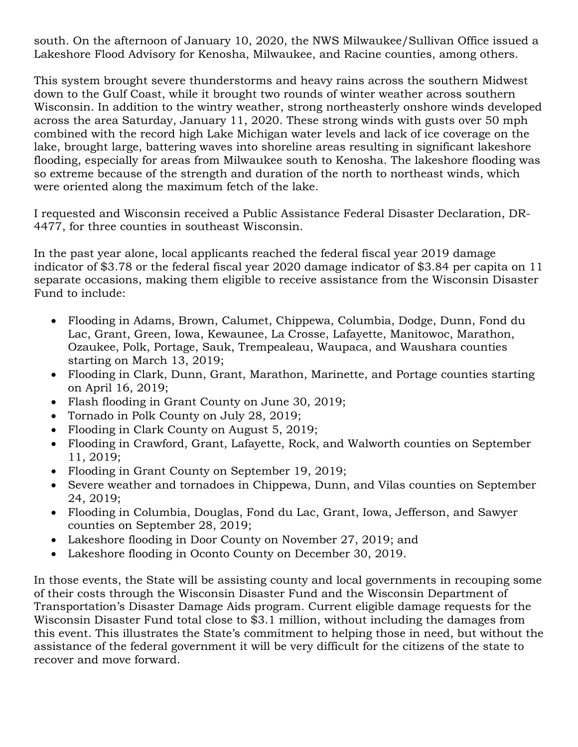south. On the afternoon of January 10, 2020, the NWS Milwaukee/Sullivan Office issued a Lakeshore Flood Advisory for Kenosha, Milwaukee, and Racine counties, among others.

This system brought severe thunderstorms and heavy rains across the southern Midwest down to the Gulf Coast, while it brought two rounds of winter weather across southern Wisconsin. In addition to the wintry weather, strong northeasterly onshore winds developed across the area Saturday, January 11, 2020. These strong winds with gusts over 50 mph combined with the record high Lake Michigan water levels and lack of ice coverage on the lake, brought large, battering waves into shoreline areas resulting in significant lakeshore flooding, especially for areas from Milwaukee south to Kenosha. The lakeshore flooding was so extreme because of the strength and duration of the north to northeast winds, which were oriented along the maximum fetch of the lake.

I requested and Wisconsin received a Public Assistance Federal Disaster Declaration, DR-4477, for three counties in southeast Wisconsin.

In the past year alone, local applicants reached the federal fiscal year 2019 damage indicator of $3.78 or the federal fiscal year 2020 damage indicator of $3.84 per capita on 11 separate occasions, making them eligible to receive assistance from the Wisconsin Disaster Fund to include:

- Flooding in Adams, Brown, Calumet, Chippewa, Columbia, Dodge, Dunn, Fond du Lac, Grant, Green, Iowa, Kewaunee, La Crosse, Lafayette, Manitowoc, Marathon, Ozaukee, Polk, Portage, Sauk, Trempealeau, Waupaca, and Waushara counties starting on March 13, 2019;
- Flooding in Clark, Dunn, Grant, Marathon, Marinette, and Portage counties starting on April 16, 2019;
- Flash flooding in Grant County on June 30, 2019;
- Tornado in Polk County on July 28, 2019;
- Flooding in Clark County on August 5, 2019;
- Flooding in Crawford, Grant, Lafayette, Rock, and Walworth counties on September 11, 2019;
- Flooding in Grant County on September 19, 2019;
- Severe weather and tornadoes in Chippewa, Dunn, and Vilas counties on September 24, 2019;
- Flooding in Columbia, Douglas, Fond du Lac, Grant, Iowa, Jefferson, and Sawyer counties on September 28, 2019;
- Lakeshore flooding in Door County on November 27, 2019; and
- Lakeshore flooding in Oconto County on December 30, 2019.

In those events, the State will be assisting county and local governments in recouping some of their costs through the Wisconsin Disaster Fund and the Wisconsin Department of Transportation's Disaster Damage Aids program. Current eligible damage requests for the Wisconsin Disaster Fund total close to $3.1 million, without including the damages from this event. This illustrates the State's commitment to helping those in need, but without the assistance of the federal government it will be very difficult for the citizens of the state to recover and move forward.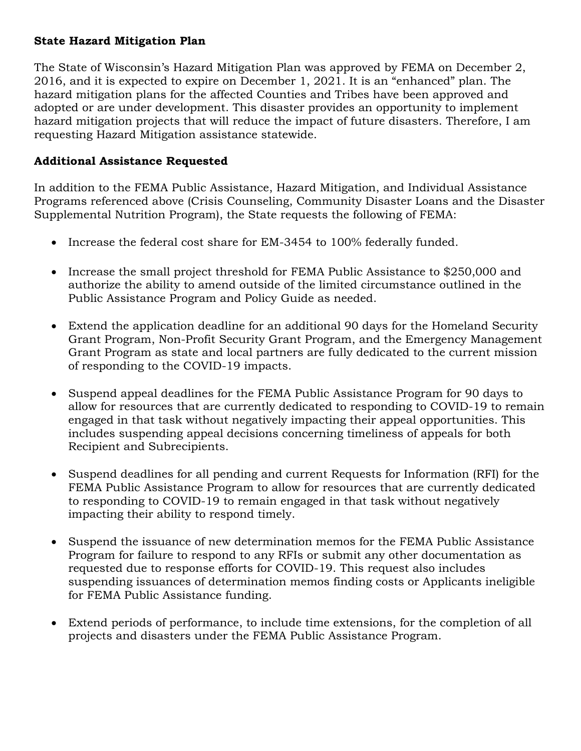**State Hazard Mitigation Plan**

The State of Wisconsin's Hazard Mitigation Plan was approved by FEMA on December 2, 2016, and it is expected to expire on December 1, 2021. It is an "enhanced" plan. The hazard mitigation plans for the affected Counties and Tribes have been approved and adopted or are under development. This disaster provides an opportunity to implement hazard mitigation projects that will reduce the impact of future disasters. Therefore, I am requesting Hazard Mitigation assistance statewide.

**Additional Assistance Requested**

In addition to the FEMA Public Assistance, Hazard Mitigation, and Individual Assistance Programs referenced above (Crisis Counseling, Community Disaster Loans and the Disaster Supplemental Nutrition Program), the State requests the following of FEMA:

- Increase the federal cost share for EM-3454 to 100% federally funded.
- Increase the small project threshold for FEMA Public Assistance to $250,000 and authorize the ability to amend outside of the limited circumstance outlined in the Public Assistance Program and Policy Guide as needed.
- Extend the application deadline for an additional 90 days for the Homeland Security Grant Program, Non-Profit Security Grant Program, and the Emergency Management Grant Program as state and local partners are fully dedicated to the current mission of responding to the COVID-19 impacts.
- Suspend appeal deadlines for the FEMA Public Assistance Program for 90 days to allow for resources that are currently dedicated to responding to COVID-19 to remain engaged in that task without negatively impacting their appeal opportunities. This includes suspending appeal decisions concerning timeliness of appeals for both Recipient and Subrecipients.
- Suspend deadlines for all pending and current Requests for Information (RFI) for the FEMA Public Assistance Program to allow for resources that are currently dedicated to responding to COVID-19 to remain engaged in that task without negatively impacting their ability to respond timely.
- Suspend the issuance of new determination memos for the FEMA Public Assistance Program for failure to respond to any RFIs or submit any other documentation as requested due to response efforts for COVID-19. This request also includes suspending issuances of determination memos finding costs or Applicants ineligible for FEMA Public Assistance funding.
- Extend periods of performance, to include time extensions, for the completion of all projects and disasters under the FEMA Public Assistance Program.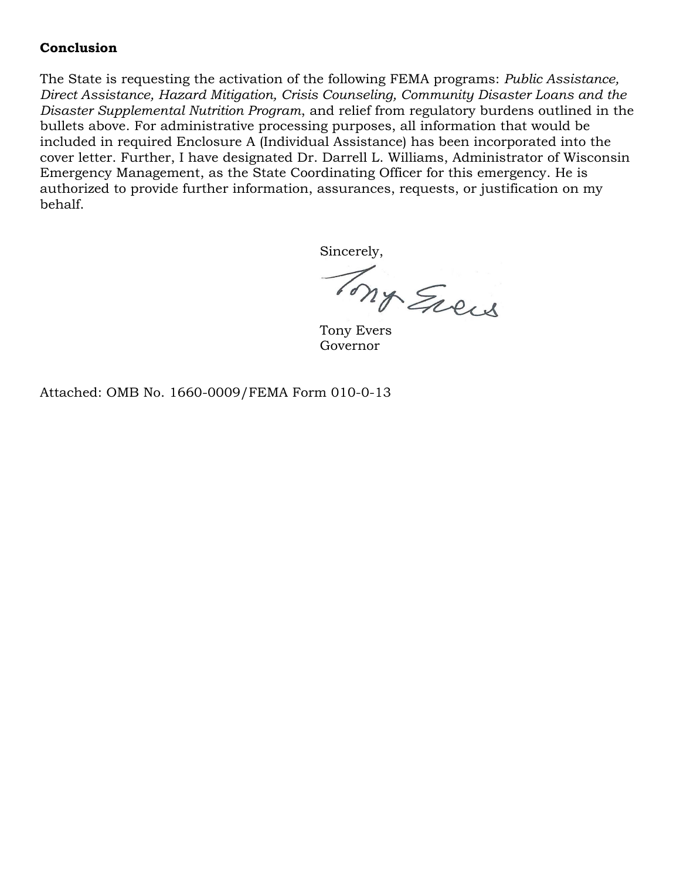**Conclusion**

The State is requesting the activation of the following FEMA programs: *Public Assistance, Direct Assistance, Hazard Mitigation, Crisis Counseling, Community Disaster Loans and the Disaster Supplemental Nutrition Program*, and relief from regulatory burdens outlined in the bullets above. For administrative processing purposes, all information that would be included in required Enclosure A (Individual Assistance) has been incorporated into the cover letter. Further, I have designated Dr. Darrell L. Williams, Administrator of Wisconsin Emergency Management, as the State Coordinating Officer for this emergency. He is authorized to provide further information, assurances, requests, or justification on my behalf.

Sincerely,

Tony Evers
Governor

Attached: OMB No. 1660-0009/FEMA Form 010-0-13